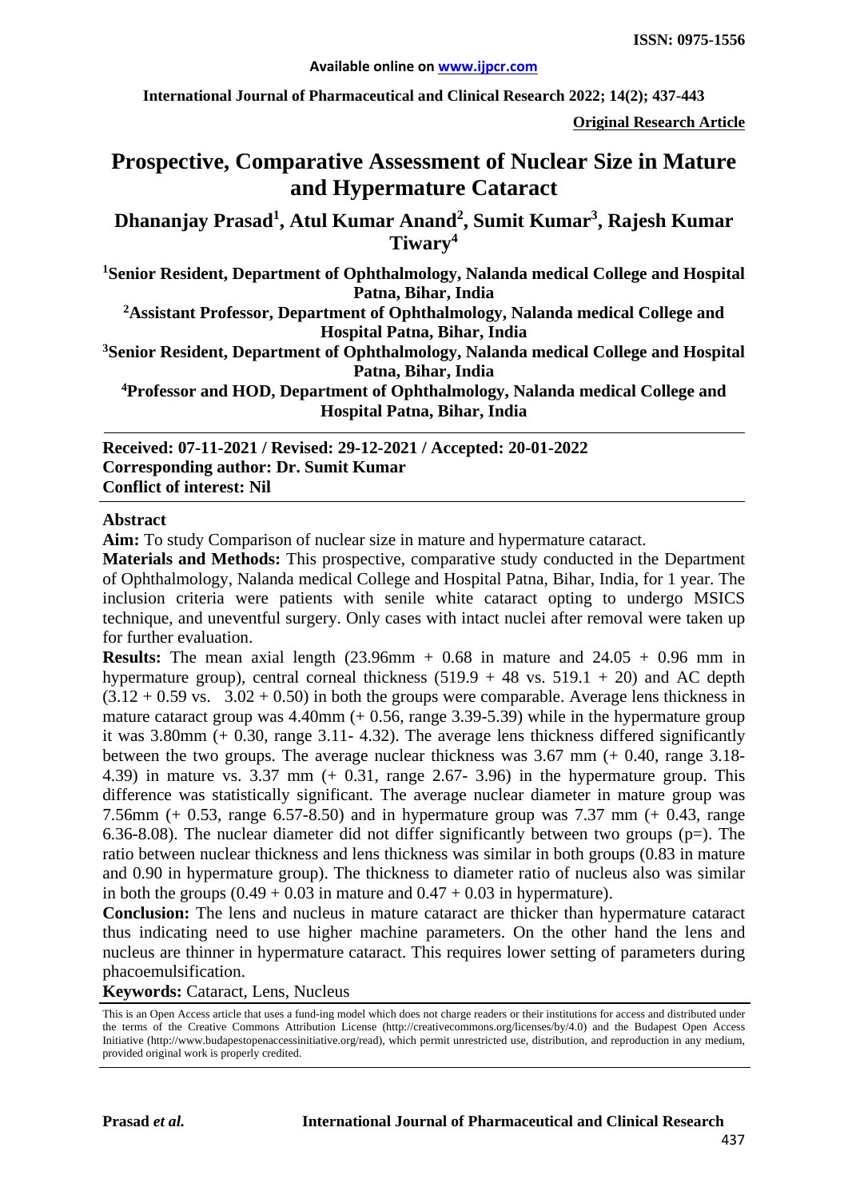ISSN: 0975-1556

Available online on www.ijpcr.com

**Original Research Article**

# Prospective, Comparative Assessment of Nuclear Size in Mature and Hypermature Cataract

**Dhananjay Prasad[1], Atul Kumar Anand[2], Sumit Kumar[3], Rajesh Kumar Tiwary[4]**

**[1]Senior Resident, Department of Ophthalmology, Nalanda medical College and Hospital Patna, Bihar, India**

**[2]Assistant Professor, Department of Ophthalmology, Nalanda medical College and Hospital Patna, Bihar, India**

**[3]Senior Resident, Department of Ophthalmology, Nalanda medical College and Hospital Patna, Bihar, India**

**[4]Professor and HOD, Department of Ophthalmology, Nalanda medical College and Hospital Patna, Bihar, India**

**Received: 07-11-2021 / Revised: 29-12-2021 / Accepted: 20-01-2022**
**Corresponding author: Dr. Sumit Kumar**
**Conflict of interest: Nil**

## Abstract

**Aim:** To study Comparison of nuclear size in mature and hypermature cataract.

**Materials and Methods:** This prospective, comparative study conducted in the Department of Ophthalmology, Nalanda medical College and Hospital Patna, Bihar, India, for 1 year. The inclusion criteria were patients with senile white cataract opting to undergo MSICS technique, and uneventful surgery. Only cases with intact nuclei after removal were taken up for further evaluation.

**Results:** The mean axial length (23.96mm + 0.68 in mature and 24.05 + 0.96 mm in hypermature group), central corneal thickness (519.9 + 48 vs. 519.1 + 20) and AC depth (3.12 + 0.59 vs. 3.02 + 0.50) in both the groups were comparable. Average lens thickness in mature cataract group was 4.40mm (+ 0.56, range 3.39-5.39) while in the hypermature group it was 3.80mm (+ 0.30, range 3.11- 4.32). The average lens thickness differed significantly between the two groups. The average nuclear thickness was 3.67 mm (+ 0.40, range 3.18- 4.39) in mature vs. 3.37 mm (+ 0.31, range 2.67- 3.96) in the hypermature group. This difference was statistically significant. The average nuclear diameter in mature group was 7.56mm (+ 0.53, range 6.57-8.50) and in hypermature group was 7.37 mm (+ 0.43, range 6.36-8.08). The nuclear diameter did not differ significantly between two groups (p=). The ratio between nuclear thickness and lens thickness was similar in both groups (0.83 in mature and 0.90 in hypermature group). The thickness to diameter ratio of nucleus also was similar in both the groups (0.49 + 0.03 in mature and 0.47 + 0.03 in hypermature).

**Conclusion:** The lens and nucleus in mature cataract are thicker than hypermature cataract thus indicating need to use higher machine parameters. On the other hand the lens and nucleus are thinner in hypermature cataract. This requires lower setting of parameters during phacoemulsification.

**Keywords:** Cataract, Lens, Nucleus

This is an Open Access article that uses a fund-ing model which does not charge readers or their institutions for access and distributed under the terms of the Creative Commons Attribution License (http://creativecommons.org/licenses/by/4.0) and the Budapest Open Access Initiative (http://www.budapestopenaccessinitiative.org/read), which permit unrestricted use, distribution, and reproduction in any medium, provided original work is properly credited.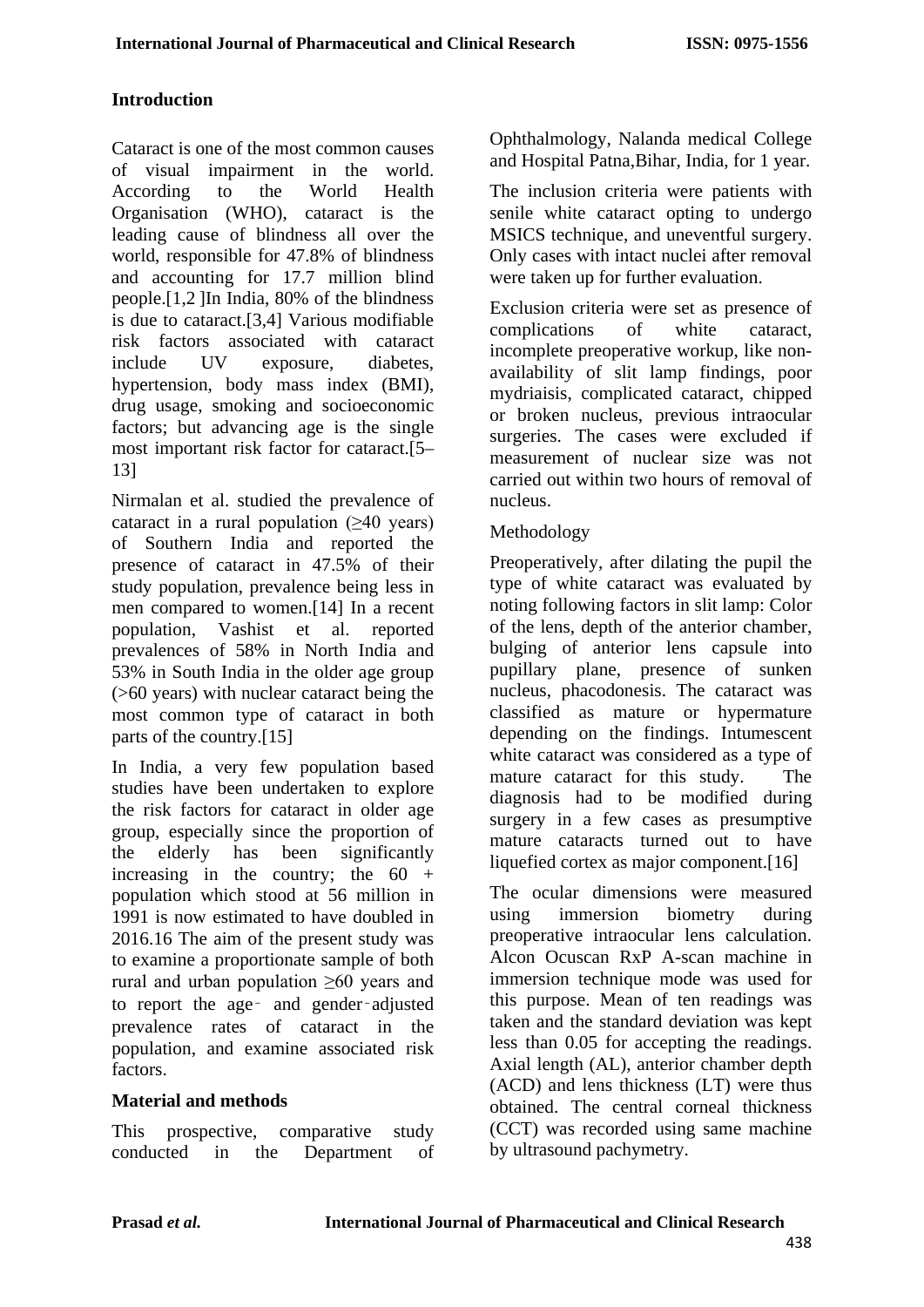## Introduction

Cataract is one of the most common causes of visual impairment in the world. According to the World Health Organisation (WHO), cataract is the leading cause of blindness all over the world, responsible for 47.8% of blindness and accounting for 17.7 million blind people.[1,2 ]In India, 80% of the blindness is due to cataract.[3,4] Various modifiable risk factors associated with cataract include UV exposure, diabetes, hypertension, body mass index (BMI), drug usage, smoking and socioeconomic factors; but advancing age is the single most important risk factor for cataract.[5–13]

Nirmalan et al. studied the prevalence of cataract in a rural population (≥40 years) of Southern India and reported the presence of cataract in 47.5% of their study population, prevalence being less in men compared to women.[14] In a recent population, Vashist et al. reported prevalences of 58% in North India and 53% in South India in the older age group (>60 years) with nuclear cataract being the most common type of cataract in both parts of the country.[15]

In India, a very few population based studies have been undertaken to explore the risk factors for cataract in older age group, especially since the proportion of the elderly has been significantly increasing in the country; the 60 + population which stood at 56 million in 1991 is now estimated to have doubled in 2016.16 The aim of the present study was to examine a proportionate sample of both rural and urban population ≥60 years and to report the age‑ and gender‑adjusted prevalence rates of cataract in the population, and examine associated risk factors.

## Material and methods

This prospective, comparative study conducted in the Department of Ophthalmology, Nalanda medical College and Hospital Patna,Bihar, India, for 1 year.

The inclusion criteria were patients with senile white cataract opting to undergo MSICS technique, and uneventful surgery. Only cases with intact nuclei after removal were taken up for further evaluation.

Exclusion criteria were set as presence of complications of white cataract, incomplete preoperative workup, like non-availability of slit lamp findings, poor mydriaisis, complicated cataract, chipped or broken nucleus, previous intraocular surgeries. The cases were excluded if measurement of nuclear size was not carried out within two hours of removal of nucleus.

Methodology

Preoperatively, after dilating the pupil the type of white cataract was evaluated by noting following factors in slit lamp: Color of the lens, depth of the anterior chamber, bulging of anterior lens capsule into pupillary plane, presence of sunken nucleus, phacodonesis. The cataract was classified as mature or hypermature depending on the findings. Intumescent white cataract was considered as a type of mature cataract for this study. The diagnosis had to be modified during surgery in a few cases as presumptive mature cataracts turned out to have liquefied cortex as major component.[16]

The ocular dimensions were measured using immersion biometry during preoperative intraocular lens calculation. Alcon Ocuscan RxP A-scan machine in immersion technique mode was used for this purpose. Mean of ten readings was taken and the standard deviation was kept less than 0.05 for accepting the readings. Axial length (AL), anterior chamber depth (ACD) and lens thickness (LT) were thus obtained. The central corneal thickness (CCT) was recorded using same machine by ultrasound pachymetry.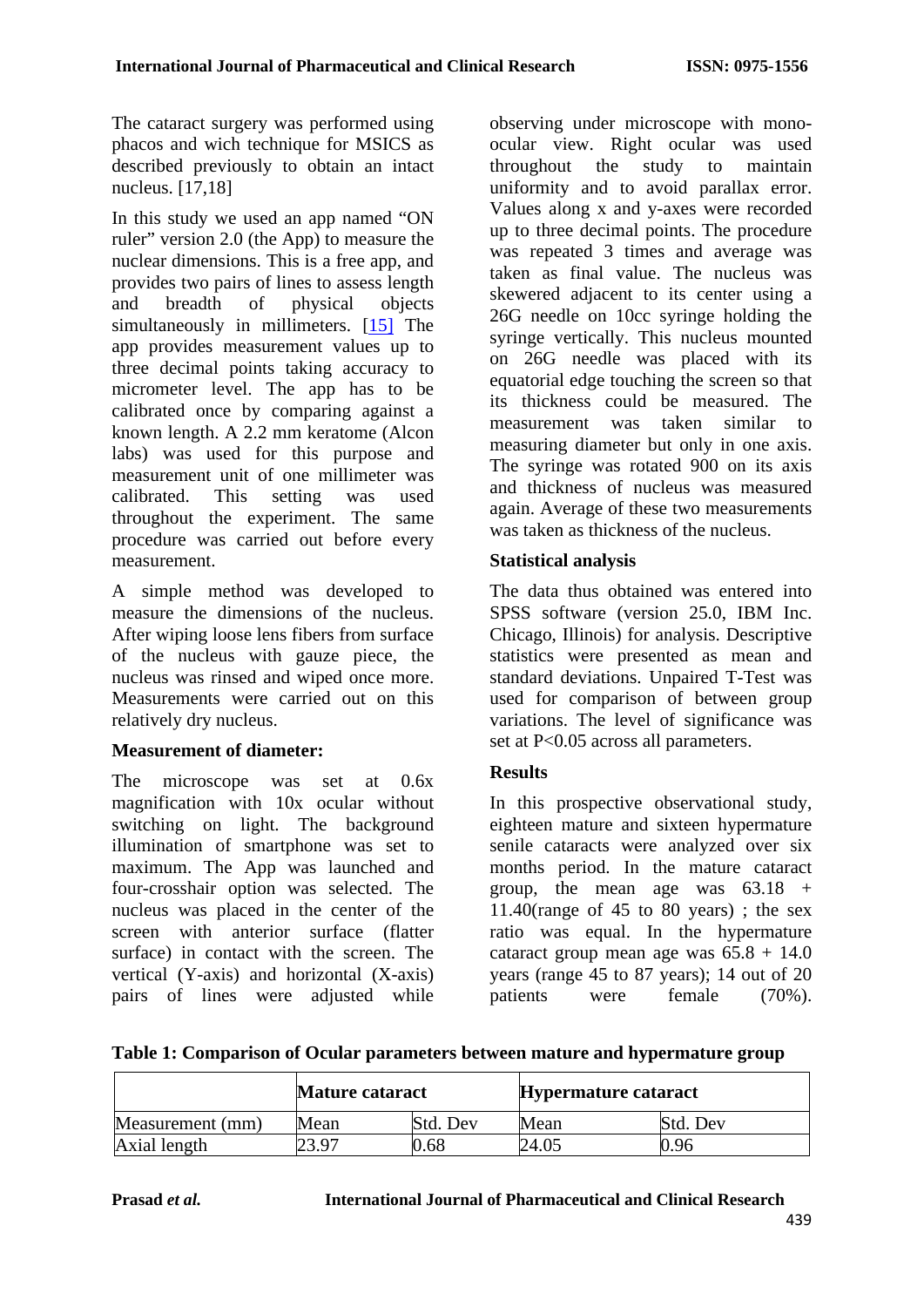The cataract surgery was performed using phacos and wich technique for MSICS as described previously to obtain an intact nucleus. [17,18]

In this study we used an app named "ON ruler" version 2.0 (the App) to measure the nuclear dimensions. This is a free app, and provides two pairs of lines to assess length and breadth of physical objects simultaneously in millimeters. [15] The app provides measurement values up to three decimal points taking accuracy to micrometer level. The app has to be calibrated once by comparing against a known length. A 2.2 mm keratome (Alcon labs) was used for this purpose and measurement unit of one millimeter was calibrated. This setting was used throughout the experiment. The same procedure was carried out before every measurement.

A simple method was developed to measure the dimensions of the nucleus. After wiping loose lens fibers from surface of the nucleus with gauze piece, the nucleus was rinsed and wiped once more. Measurements were carried out on this relatively dry nucleus.

**Measurement of diameter:**

The microscope was set at 0.6x magnification with 10x ocular without switching on light. The background illumination of smartphone was set to maximum. The App was launched and four-crosshair option was selected. The nucleus was placed in the center of the screen with anterior surface (flatter surface) in contact with the screen. The vertical (Y-axis) and horizontal (X-axis) pairs of lines were adjusted while observing under microscope with mono-ocular view. Right ocular was used throughout the study to maintain uniformity and to avoid parallax error. Values along x and y-axes were recorded up to three decimal points. The procedure was repeated 3 times and average was taken as final value. The nucleus was skewered adjacent to its center using a 26G needle on 10cc syringe holding the syringe vertically. This nucleus mounted on 26G needle was placed with its equatorial edge touching the screen so that its thickness could be measured. The measurement was taken similar to measuring diameter but only in one axis. The syringe was rotated 900 on its axis and thickness of nucleus was measured again. Average of these two measurements was taken as thickness of the nucleus.

**Statistical analysis**

The data thus obtained was entered into SPSS software (version 25.0, IBM Inc. Chicago, Illinois) for analysis. Descriptive statistics were presented as mean and standard deviations. Unpaired T-Test was used for comparison of between group variations. The level of significance was set at P<0.05 across all parameters.

**Results**

In this prospective observational study, eighteen mature and sixteen hypermature senile cataracts were analyzed over six months period. In the mature cataract group, the mean age was 63.18 + 11.40(range of 45 to 80 years) ; the sex ratio was equal. In the hypermature cataract group mean age was 65.8 + 14.0 years (range 45 to 87 years); 14 out of 20 patients were female (70%).

**Table 1: Comparison of Ocular parameters between mature and hypermature group**

| | **Mature cataract** | | **Hypermature cataract** | |
|---|---|---|---|---|
| Measurement (mm) | Mean | Std. Dev | Mean | Std. Dev |
| Axial length | 23.97 | 0.68 | 24.05 | 0.96 |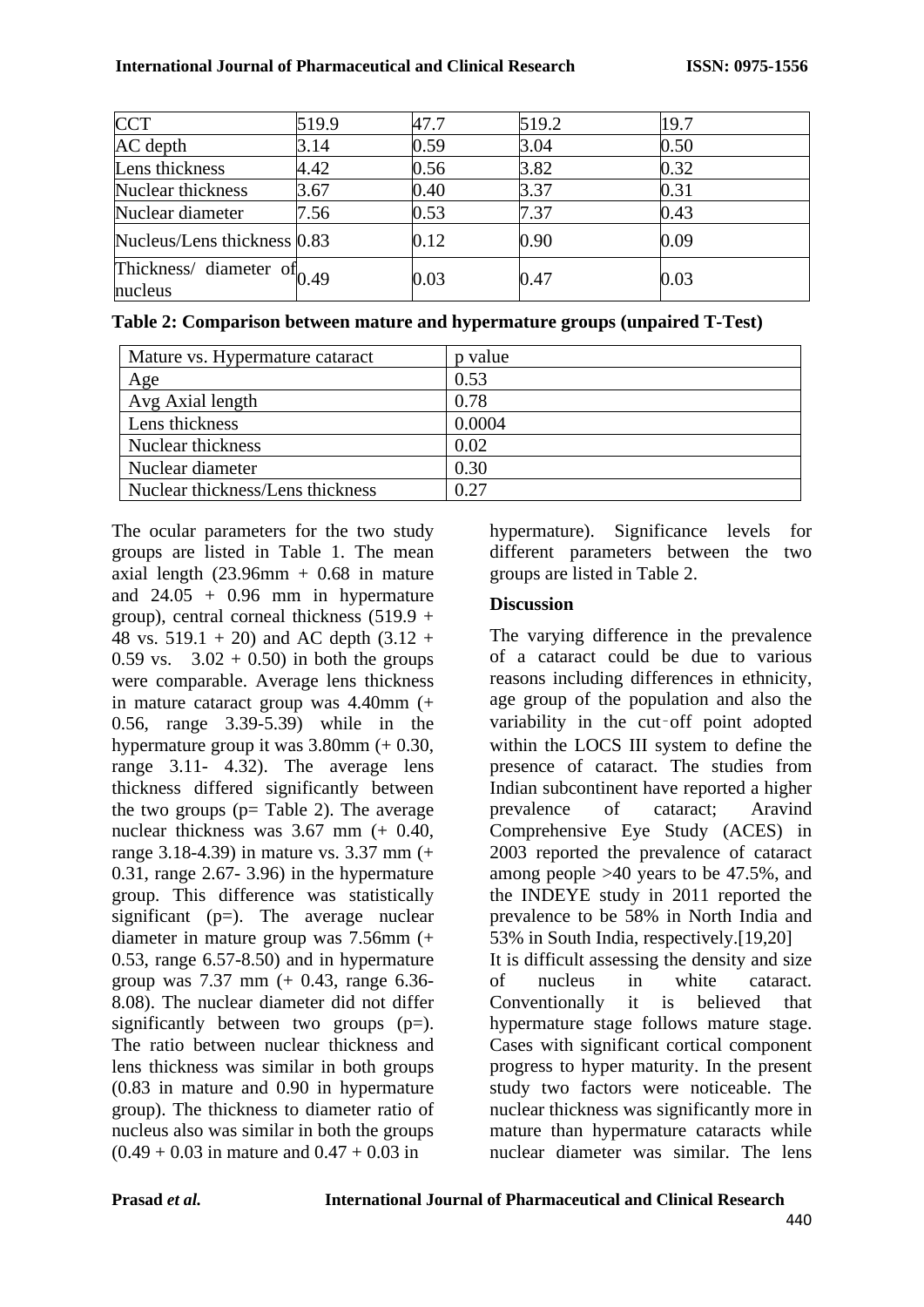| CCT | 519.9 | 47.7 | 519.2 | 19.7 |
|---|---|---|---|---|
| AC depth | 3.14 | 0.59 | 3.04 | 0.50 |
| Lens thickness | 4.42 | 0.56 | 3.82 | 0.32 |
| Nuclear thickness | 3.67 | 0.40 | 3.37 | 0.31 |
| Nuclear diameter | 7.56 | 0.53 | 7.37 | 0.43 |
| Nucleus/Lens thickness | 0.83 | 0.12 | 0.90 | 0.09 |
| Thickness/ diameter of nucleus | 0.49 | 0.03 | 0.47 | 0.03 |

**Table 2: Comparison between mature and hypermature groups (unpaired T-Test)**

| Mature vs. Hypermature cataract | p value |
|---|---|
| Age | 0.53 |
| Avg Axial length | 0.78 |
| Lens thickness | 0.0004 |
| Nuclear thickness | 0.02 |
| Nuclear diameter | 0.30 |
| Nuclear thickness/Lens thickness | 0.27 |

The ocular parameters for the two study groups are listed in Table 1. The mean axial length (23.96mm + 0.68 in mature and 24.05 + 0.96 mm in hypermature group), central corneal thickness (519.9 + 48 vs. 519.1 + 20) and AC depth (3.12 + 0.59 vs. 3.02 + 0.50) in both the groups were comparable. Average lens thickness in mature cataract group was 4.40mm (+ 0.56, range 3.39-5.39) while in the hypermature group it was 3.80mm (+ 0.30, range 3.11- 4.32). The average lens thickness differed significantly between the two groups (p= Table 2). The average nuclear thickness was 3.67 mm (+ 0.40, range 3.18-4.39) in mature vs. 3.37 mm (+ 0.31, range 2.67- 3.96) in the hypermature group. This difference was statistically significant (p=). The average nuclear diameter in mature group was 7.56mm (+ 0.53, range 6.57-8.50) and in hypermature group was 7.37 mm (+ 0.43, range 6.36- 8.08). The nuclear diameter did not differ significantly between two groups (p=). The ratio between nuclear thickness and lens thickness was similar in both groups (0.83 in mature and 0.90 in hypermature group). The thickness to diameter ratio of nucleus also was similar in both the groups (0.49 + 0.03 in mature and 0.47 + 0.03 in hypermature). Significance levels for different parameters between the two groups are listed in Table 2.

## Discussion

The varying difference in the prevalence of a cataract could be due to various reasons including differences in ethnicity, age group of the population and also the variability in the cut‑off point adopted within the LOCS III system to define the presence of cataract. The studies from Indian subcontinent have reported a higher prevalence of cataract; Aravind Comprehensive Eye Study (ACES) in 2003 reported the prevalence of cataract among people >40 years to be 47.5%, and the INDEYE study in 2011 reported the prevalence to be 58% in North India and 53% in South India, respectively.[19,20]

It is difficult assessing the density and size of nucleus in white cataract. Conventionally it is believed that hypermature stage follows mature stage. Cases with significant cortical component progress to hyper maturity. In the present study two factors were noticeable. The nuclear thickness was significantly more in mature than hypermature cataracts while nuclear diameter was similar. The lens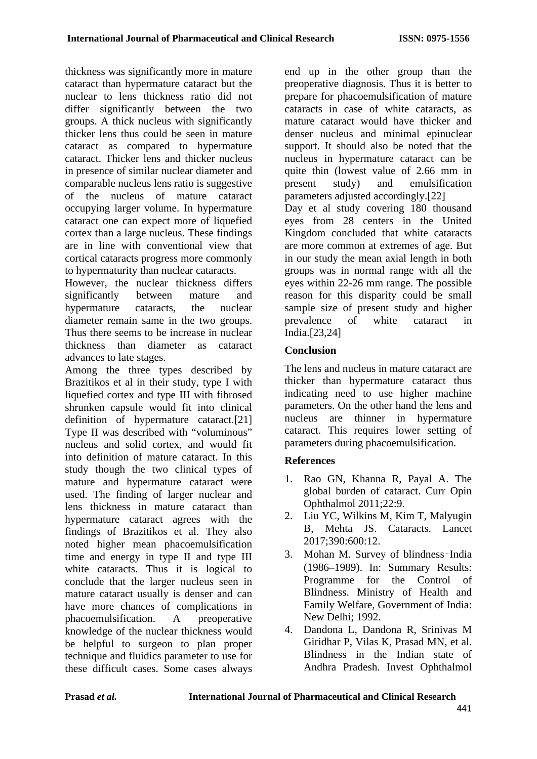thickness was significantly more in mature cataract than hypermature cataract but the nuclear to lens thickness ratio did not differ significantly between the two groups. A thick nucleus with significantly thicker lens thus could be seen in mature cataract as compared to hypermature cataract. Thicker lens and thicker nucleus in presence of similar nuclear diameter and comparable nucleus lens ratio is suggestive of the nucleus of mature cataract occupying larger volume. In hypermature cataract one can expect more of liquefied cortex than a large nucleus. These findings are in line with conventional view that cortical cataracts progress more commonly to hypermaturity than nuclear cataracts.

However, the nuclear thickness differs significantly between mature and hypermature cataracts, the nuclear diameter remain same in the two groups. Thus there seems to be increase in nuclear thickness than diameter as cataract advances to late stages.

Among the three types described by Brazitikos et al in their study, type I with liquefied cortex and type III with fibrosed shrunken capsule would fit into clinical definition of hypermature cataract.[21] Type II was described with "voluminous" nucleus and solid cortex, and would fit into definition of mature cataract. In this study though the two clinical types of mature and hypermature cataract were used. The finding of larger nuclear and lens thickness in mature cataract than hypermature cataract agrees with the findings of Brazitikos et al. They also noted higher mean phacoemulsification time and energy in type II and type III white cataracts. Thus it is logical to conclude that the larger nucleus seen in mature cataract usually is denser and can have more chances of complications in phacoemulsification. A preoperative knowledge of the nuclear thickness would be helpful to surgeon to plan proper technique and fluidics parameter to use for these difficult cases. Some cases always end up in the other group than the preoperative diagnosis. Thus it is better to prepare for phacoemulsification of mature cataracts in case of white cataracts, as mature cataract would have thicker and denser nucleus and minimal epinuclear support. It should also be noted that the nucleus in hypermature cataract can be quite thin (lowest value of 2.66 mm in present study) and emulsification parameters adjusted accordingly.[22]

Day et al study covering 180 thousand eyes from 28 centers in the United Kingdom concluded that white cataracts are more common at extremes of age. But in our study the mean axial length in both groups was in normal range with all the eyes within 22-26 mm range. The possible reason for this disparity could be small sample size of present study and higher prevalence of white cataract in India.[23,24]

## Conclusion

The lens and nucleus in mature cataract are thicker than hypermature cataract thus indicating need to use higher machine parameters. On the other hand the lens and nucleus are thinner in hypermature cataract. This requires lower setting of parameters during phacoemulsification.

## References

1. Rao GN, Khanna R, Payal A. The global burden of cataract. Curr Opin Ophthalmol 2011;22:9.
2. Liu YC, Wilkins M, Kim T, Malyugin B, Mehta JS. Cataracts. Lancet 2017;390:600:12.
3. Mohan M. Survey of blindness‑India (1986–1989). In: Summary Results: Programme for the Control of Blindness. Ministry of Health and Family Welfare, Government of India: New Delhi; 1992.
4. Dandona L, Dandona R, Srinivas M Giridhar P, Vilas K, Prasad MN, et al. Blindness in the Indian state of Andhra Pradesh. Invest Ophthalmol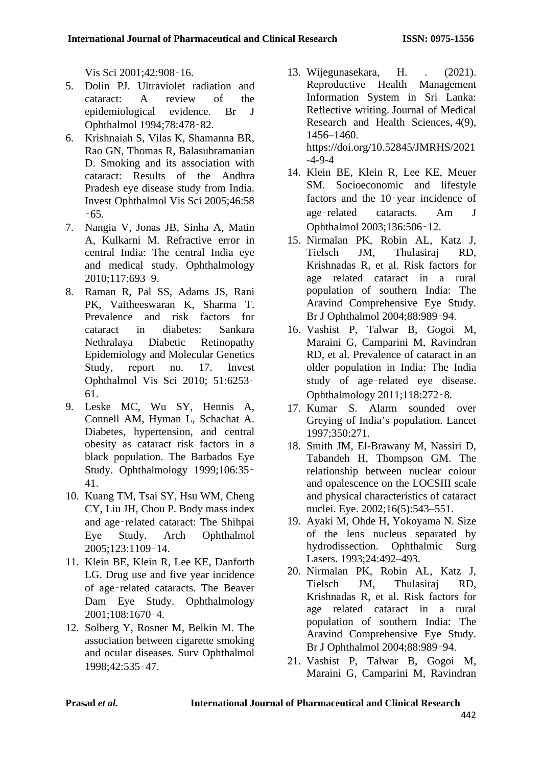Vis Sci 2001;42:908‑16.

5. Dolin PJ. Ultraviolet radiation and cataract: A review of the epidemiological evidence. Br J Ophthalmol 1994;78:478‑82.
6. Krishnaiah S, Vilas K, Shamanna BR, Rao GN, Thomas R, Balasubramanian D. Smoking and its association with cataract: Results of the Andhra Pradesh eye disease study from India. Invest Ophthalmol Vis Sci 2005;46:58‑65.
7. Nangia V, Jonas JB, Sinha A, Matin A, Kulkarni M. Refractive error in central India: The central India eye and medical study. Ophthalmology 2010;117:693‑9.
8. Raman R, Pal SS, Adams JS, Rani PK, Vaitheeswaran K, Sharma T. Prevalence and risk factors for cataract in diabetes: Sankara Nethralaya Diabetic Retinopathy Epidemiology and Molecular Genetics Study, report no. 17. Invest Ophthalmol Vis Sci 2010; 51:6253‑61.
9. Leske MC, Wu SY, Hennis A, Connell AM, Hyman L, Schachat A. Diabetes, hypertension, and central obesity as cataract risk factors in a black population. The Barbados Eye Study. Ophthalmology 1999;106:35‑41.
10. Kuang TM, Tsai SY, Hsu WM, Cheng CY, Liu JH, Chou P. Body mass index and age‑related cataract: The Shihpai Eye Study. Arch Ophthalmol 2005;123:1109‑14.
11. Klein BE, Klein R, Lee KE, Danforth LG. Drug use and five year incidence of age‑related cataracts. The Beaver Dam Eye Study. Ophthalmology 2001;108:1670‑4.
12. Solberg Y, Rosner M, Belkin M. The association between cigarette smoking and ocular diseases. Surv Ophthalmol 1998;42:535‑47.
13. Wijegunasekara, H. . (2021). Reproductive Health Management Information System in Sri Lanka: Reflective writing. Journal of Medical Research and Health Sciences, 4(9), 1456–1460. https://doi.org/10.52845/JMRHS/2021-4-9-4
14. Klein BE, Klein R, Lee KE, Meuer SM. Socioeconomic and lifestyle factors and the 10‑year incidence of age‑related cataracts. Am J Ophthalmol 2003;136:506‑12.
15. Nirmalan PK, Robin AL, Katz J, Tielsch JM, Thulasiraj RD, Krishnadas R, et al. Risk factors for age related cataract in a rural population of southern India: The Aravind Comprehensive Eye Study. Br J Ophthalmol 2004;88:989‑94.
16. Vashist P, Talwar B, Gogoi M, Maraini G, Camparini M, Ravindran RD, et al. Prevalence of cataract in an older population in India: The India study of age‑related eye disease. Ophthalmology 2011;118:272‑8.
17. Kumar S. Alarm sounded over Greying of India's population. Lancet 1997;350:271.
18. Smith JM, El-Brawany M, Nassiri D, Tabandeh H, Thompson GM. The relationship between nuclear colour and opalescence on the LOCSIII scale and physical characteristics of cataract nuclei. Eye. 2002;16(5):543–551.
19. Ayaki M, Ohde H, Yokoyama N. Size of the lens nucleus separated by hydrodissection. Ophthalmic Surg Lasers. 1993;24:492–493.
20. Nirmalan PK, Robin AL, Katz J, Tielsch JM, Thulasiraj RD, Krishnadas R, et al. Risk factors for age related cataract in a rural population of southern India: The Aravind Comprehensive Eye Study. Br J Ophthalmol 2004;88:989‑94.
21. Vashist P, Talwar B, Gogoi M, Maraini G, Camparini M, Ravindran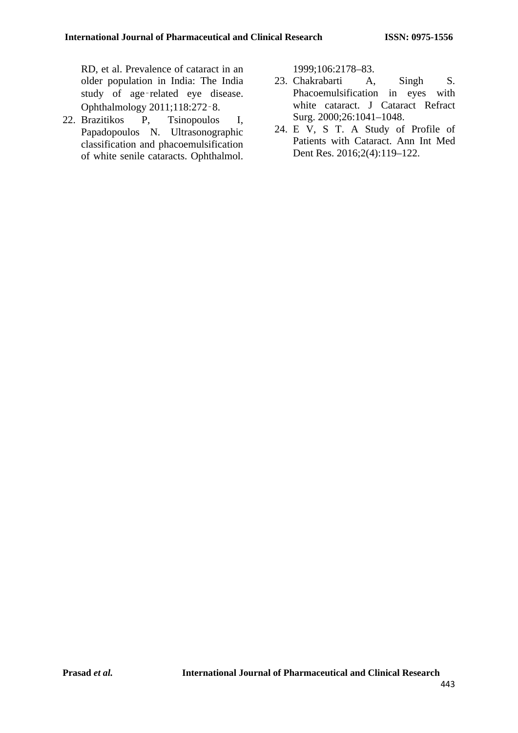RD, et al. Prevalence of cataract in an older population in India: The India study of age‑related eye disease. Ophthalmology 2011;118:272‑8.

22. Brazitikos P, Tsinopoulos I, Papadopoulos N. Ultrasonographic classification and phacoemulsification of white senile cataracts. Ophthalmol. 1999;106:2178–83.
23. Chakrabarti A, Singh S. Phacoemulsification in eyes with white cataract. J Cataract Refract Surg. 2000;26:1041–1048.
24. E V, S T. A Study of Profile of Patients with Cataract. Ann Int Med Dent Res. 2016;2(4):119–122.